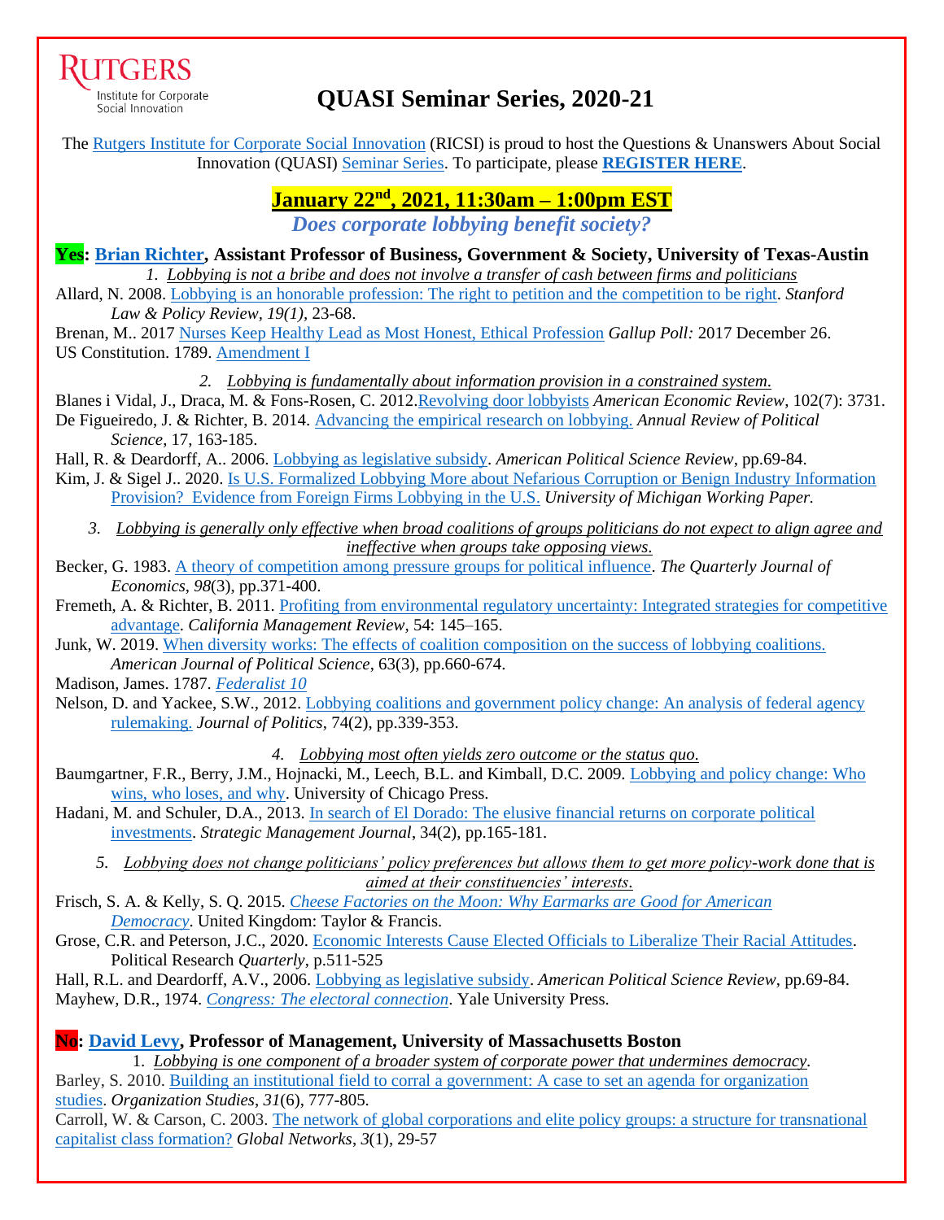RUTGERS
Institute for Corporate Social Innovation

# QUASI Seminar Series, 2020-21

The Rutgers Institute for Corporate Social Innovation (RICSI) is proud to host the Questions & Unanswers About Social Innovation (QUASI) Seminar Series. To participate, please **REGISTER HERE**.

## January 22nd, 2021, 11:30am – 1:00pm EST

### *Does corporate lobbying benefit society?*

**Yes: Brian Richter, Assistant Professor of Business, Government & Society, University of Texas-Austin**

*1. Lobbying is not a bribe and does not involve a transfer of cash between firms and politicians*

Allard, N. 2008. Lobbying is an honorable profession: The right to petition and the competition to be right. *Stanford Law & Policy Review, 19(1)*, 23-68.

Brenan, M.. 2017 Nurses Keep Healthy Lead as Most Honest, Ethical Profession *Gallup Poll:* 2017 December 26.

US Constitution. 1789. Amendment I

*2. Lobbying is fundamentally about information provision in a constrained system.*

Blanes i Vidal, J., Draca, M. & Fons-Rosen, C. 2012.Revolving door lobbyists *American Economic Review*, 102(7): 3731.

De Figueiredo, J. & Richter, B. 2014. Advancing the empirical research on lobbying. *Annual Review of Political Science*, 17, 163-185.

Hall, R. & Deardorff, A.. 2006. Lobbying as legislative subsidy. *American Political Science Review*, pp.69-84.

Kim, J. & Sigel J.. 2020. Is U.S. Formalized Lobbying More about Nefarious Corruption or Benign Industry Information Provision? Evidence from Foreign Firms Lobbying in the U.S. *University of Michigan Working Paper.*

*3. Lobbying is generally only effective when broad coalitions of groups politicians do not expect to align agree and ineffective when groups take opposing views.*

Becker, G. 1983. A theory of competition among pressure groups for political influence. *The Quarterly Journal of Economics*, *98*(3), pp.371-400.

Fremeth, A. & Richter, B. 2011. Profiting from environmental regulatory uncertainty: Integrated strategies for competitive advantage. *California Management Review*, 54: 145–165.

Junk, W. 2019. When diversity works: The effects of coalition composition on the success of lobbying coalitions. *American Journal of Political Science*, 63(3), pp.660-674.

Madison, James. 1787. *Federalist 10*

Nelson, D. and Yackee, S.W., 2012. Lobbying coalitions and government policy change: An analysis of federal agency rulemaking. *Journal of Politics*, 74(2), pp.339-353.

*4. Lobbying most often yields zero outcome or the status quo.*

Baumgartner, F.R., Berry, J.M., Hojnacki, M., Leech, B.L. and Kimball, D.C. 2009. Lobbying and policy change: Who wins, who loses, and why. University of Chicago Press.

Hadani, M. and Schuler, D.A., 2013. In search of El Dorado: The elusive financial returns on corporate political investments. *Strategic Management Journal*, 34(2), pp.165-181.

*5. Lobbying does not change politicians' policy preferences but allows them to get more policy-work done that is aimed at their constituencies' interests.*

Frisch, S. A. & Kelly, S. Q. 2015. *Cheese Factories on the Moon: Why Earmarks are Good for American Democracy*. United Kingdom: Taylor & Francis.

Grose, C.R. and Peterson, J.C., 2020. Economic Interests Cause Elected Officials to Liberalize Their Racial Attitudes. Political Research *Quarterly*, p.511-525

Hall, R.L. and Deardorff, A.V., 2006. Lobbying as legislative subsidy. *American Political Science Review*, pp.69-84.

Mayhew, D.R., 1974. *Congress: The electoral connection*. Yale University Press.

**No: David Levy, Professor of Management, University of Massachusetts Boston**

*1. Lobbying is one component of a broader system of corporate power that undermines democracy.*

Barley, S. 2010. Building an institutional field to corral a government: A case to set an agenda for organization studies. *Organization Studies*, *31*(6), 777-805.

Carroll, W. & Carson, C. 2003. The network of global corporations and elite policy groups: a structure for transnational capitalist class formation? *Global Networks*, *3*(1), 29-57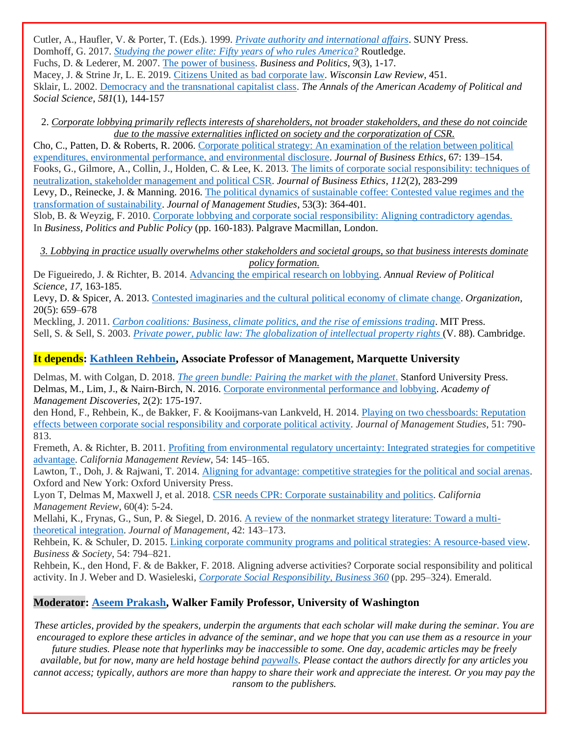Cutler, A., Haufler, V. & Porter, T. (Eds.). 1999. *Private authority and international affairs*. SUNY Press.
Domhoff, G. 2017. *Studying the power elite: Fifty years of who rules America?* Routledge.
Fuchs, D. & Lederer, M. 2007. The power of business. *Business and Politics*, *9*(3), 1-17.
Macey, J. & Strine Jr, L. E. 2019. Citizens United as bad corporate law. *Wisconsin Law Review*, 451.
Sklair, L. 2002. Democracy and the transnational capitalist class. *The Annals of the American Academy of Political and Social Science, 581*(1), 144-157

2. *Corporate lobbying primarily reflects interests of shareholders, not broader stakeholders, and these do not coincide due to the massive externalities inflicted on society and the corporatization of CSR.*

Cho, C., Patten, D. & Roberts, R. 2006. Corporate political strategy: An examination of the relation between political expenditures, environmental performance, and environmental disclosure. *Journal of Business Ethics*, 67: 139–154.
Fooks, G., Gilmore, A., Collin, J., Holden, C. & Lee, K. 2013. The limits of corporate social responsibility: techniques of neutralization, stakeholder management and political CSR. *Journal of Business Ethics*, *112*(2), 283-299
Levy, D., Reinecke, J. & Manning. 2016. The political dynamics of sustainable coffee: Contested value regimes and the transformation of sustainability. *Journal of Management Studies*, 53(3): 364-401.
Slob, B. & Weyzig, F. 2010. Corporate lobbying and corporate social responsibility: Aligning contradictory agendas. In *Business, Politics and Public Policy* (pp. 160-183). Palgrave Macmillan, London.

*3. Lobbying in practice usually overwhelms other stakeholders and societal groups, so that business interests dominate policy formation.*

De Figueiredo, J. & Richter, B. 2014. Advancing the empirical research on lobbying. *Annual Review of Political Science*, *17*, 163-185.
Levy, D. & Spicer, A. 2013. Contested imaginaries and the cultural political economy of climate change. *Organization*, 20(5): 659–678
Meckling, J. 2011. *Carbon coalitions: Business, climate politics, and the rise of emissions trading*. MIT Press.
Sell, S. & Sell, S. 2003. *Private power, public law: The globalization of intellectual property rights* (V. 88). Cambridge.

## It depends: Kathleen Rehbein, Associate Professor of Management, Marquette University

Delmas, M. with Colgan, D. 2018. *The green bundle: Pairing the market with the planet*. Stanford University Press.
Delmas, M., Lim, J., & Nairn-Birch, N. 2016. Corporate environmental performance and lobbying. *Academy of Management Discoveries*, 2(2): 175-197.
den Hond, F., Rehbein, K., de Bakker, F. & Kooijmans-van Lankveld, H. 2014. Playing on two chessboards: Reputation effects between corporate social responsibility and corporate political activity. *Journal of Management Studies*, 51: 790-813.
Fremeth, A. & Richter, B. 2011. Profiting from environmental regulatory uncertainty: Integrated strategies for competitive advantage. *California Management Review*, 54: 145–165.
Lawton, T., Doh, J. & Rajwani, T. 2014. Aligning for advantage: competitive strategies for the political and social arenas. Oxford and New York: Oxford University Press.
Lyon T, Delmas M, Maxwell J, et al. 2018. CSR needs CPR: Corporate sustainability and politics. *California Management Review*, 60(4): 5-24.
Mellahi, K., Frynas, G., Sun, P. & Siegel, D. 2016. A review of the nonmarket strategy literature: Toward a multi-theoretical integration. *Journal of Management*, 42: 143–173.
Rehbein, K. & Schuler, D. 2015. Linking corporate community programs and political strategies: A resource-based view. *Business & Society*, 54: 794–821.
Rehbein, K., den Hond, F. & de Bakker, F. 2018. Aligning adverse activities? Corporate social responsibility and political activity. In J. Weber and D. Wasieleski, *Corporate Social Responsibility, Business 360* (pp. 295–324). Emerald.

## Moderator: Aseem Prakash, Walker Family Professor, University of Washington

*These articles, provided by the speakers, underpin the arguments that each scholar will make during the seminar. You are encouraged to explore these articles in advance of the seminar, and we hope that you can use them as a resource in your future studies. Please note that hyperlinks may be inaccessible to some. One day, academic articles may be freely available, but for now, many are held hostage behind paywalls. Please contact the authors directly for any articles you cannot access; typically, authors are more than happy to share their work and appreciate the interest. Or you may pay the ransom to the publishers.*